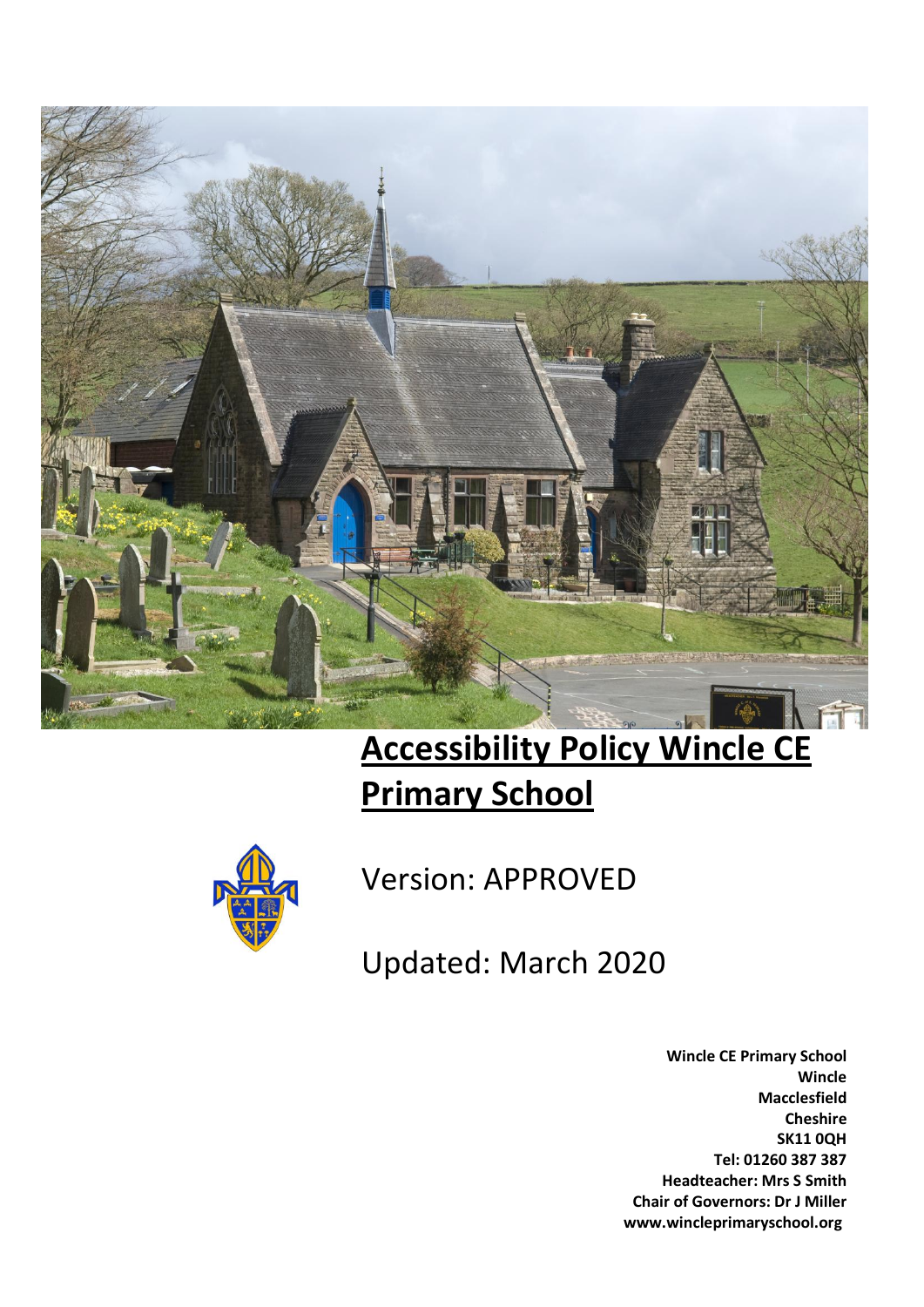# Accessibility Policy Wincle CE Primary School

Version: APPROVED

Updated: March 2020

**Wincle CE Primary School**
**Wincle**
**Macclesfield**
**Cheshire**
**SK11 0QH**
**Tel: 01260 387 387**
**Headteacher: Mrs S Smith**
**Chair of Governors: Dr J Miller**
**www.wincleprimaryschool.org**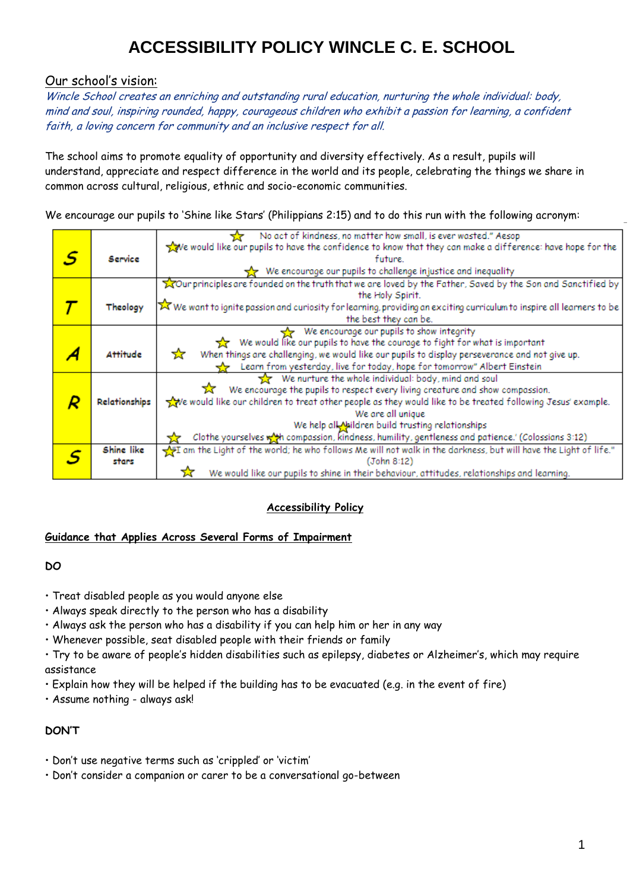# ACCESSIBILITY POLICY WINCLE C. E. SCHOOL

Our school's vision:

*Wincle School creates an enriching and outstanding rural education, nurturing the whole individual: body, mind and soul, inspiring rounded, happy, courageous children who exhibit a passion for learning, a confident faith, a loving concern for community and an inclusive respect for all.*

The school aims to promote equality of opportunity and diversity effectively. As a result, pupils will understand, appreciate and respect difference in the world and its people, celebrating the things we share in common across cultural, religious, ethnic and socio-economic communities.

We encourage our pupils to 'Shine like Stars' (Philippians 2:15) and to do this run with the following acronym:

| | | |
|---|---|---|
| **S** | Service | ☆ No act of kindness, no matter how small, is ever wasted." Aesop<br>☆ We would like our pupils to have the confidence to know that they can make a difference: have hope for the future.<br>☆ We encourage our pupils to challenge injustice and inequality |
| **T** | Theology | ☆ Our principles are founded on the truth that we are loved by the Father, Saved by the Son and Sanctified by the Holy Spirit.<br>☆ We want to ignite passion and curiosity for learning, providing an exciting curriculum to inspire all learners to be the best they can be. |
| **A** | Attitude | ☆ We encourage our pupils to show integrity<br>☆ We would like our pupils to have the courage to fight for what is important<br>☆ When things are challenging, we would like our pupils to display perseverance and not give up.<br>☆ Learn from yesterday, live for today, hope for tomorrow" Albert Einstein |
| **R** | Relationships | ☆ We nurture the whole individual: body, mind and soul<br>☆ We encourage the pupils to respect every living creature and show compassion.<br>☆ We would like our children to treat other people as they would like to be treated following Jesus' example.<br>We are all unique<br>We help all children build trusting relationships<br>☆ Clothe yourselves with compassion, kindness, humility, gentleness and patience.' (Colossians 3:12) |
| **S** | Shine like stars | ☆ I am the Light of the world; he who follows Me will not walk in the darkness, but will have the Light of life." (John 8:12)<br>☆ We would like our pupils to shine in their behaviour, attitudes, relationships and learning. |

**Accessibility Policy**

**Guidance that Applies Across Several Forms of Impairment**

**DO**

- Treat disabled people as you would anyone else
- Always speak directly to the person who has a disability
- Always ask the person who has a disability if you can help him or her in any way
- Whenever possible, seat disabled people with their friends or family
- Try to be aware of people's hidden disabilities such as epilepsy, diabetes or Alzheimer's, which may require assistance
- Explain how they will be helped if the building has to be evacuated (e.g. in the event of fire)
- Assume nothing - always ask!

**DON'T**

- Don't use negative terms such as 'crippled' or 'victim'
- Don't consider a companion or carer to be a conversational go-between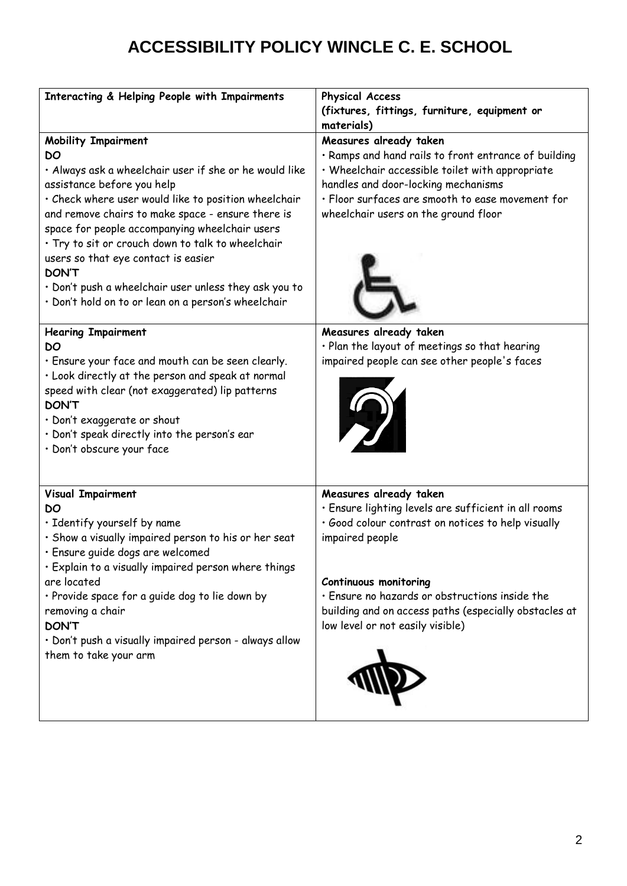# ACCESSIBILITY POLICY WINCLE C. E. SCHOOL

| **Interacting & Helping People with Impairments** | **Physical Access (fixtures, fittings, furniture, equipment or materials)** |
|---|---|
| **Mobility Impairment**<br>**DO**<br>• Always ask a wheelchair user if she or he would like assistance before you help<br>• Check where user would like to position wheelchair and remove chairs to make space - ensure there is space for people accompanying wheelchair users<br>• Try to sit or crouch down to talk to wheelchair users so that eye contact is easier<br>**DON'T**<br>• Don't push a wheelchair user unless they ask you to<br>• Don't hold on to or lean on a person's wheelchair | **Measures already taken**<br>• Ramps and hand rails to front entrance of building<br>• Wheelchair accessible toilet with appropriate handles and door-locking mechanisms<br>• Floor surfaces are smooth to ease movement for wheelchair users on the ground floor |
| **Hearing Impairment**<br>**DO**<br>• Ensure your face and mouth can be seen clearly.<br>• Look directly at the person and speak at normal speed with clear (not exaggerated) lip patterns<br>**DON'T**<br>• Don't exaggerate or shout<br>• Don't speak directly into the person's ear<br>• Don't obscure your face | **Measures already taken**<br>• Plan the layout of meetings so that hearing impaired people can see other people's faces |
| **Visual Impairment**<br>**DO**<br>• Identify yourself by name<br>• Show a visually impaired person to his or her seat<br>• Ensure guide dogs are welcomed<br>• Explain to a visually impaired person where things are located<br>• Provide space for a guide dog to lie down by removing a chair<br>**DON'T**<br>• Don't push a visually impaired person - always allow them to take your arm | **Measures already taken**<br>• Ensure lighting levels are sufficient in all rooms<br>• Good colour contrast on notices to help visually impaired people<br><br>**Continuous monitoring**<br>• Ensure no hazards or obstructions inside the building and on access paths (especially obstacles at low level or not easily visible) |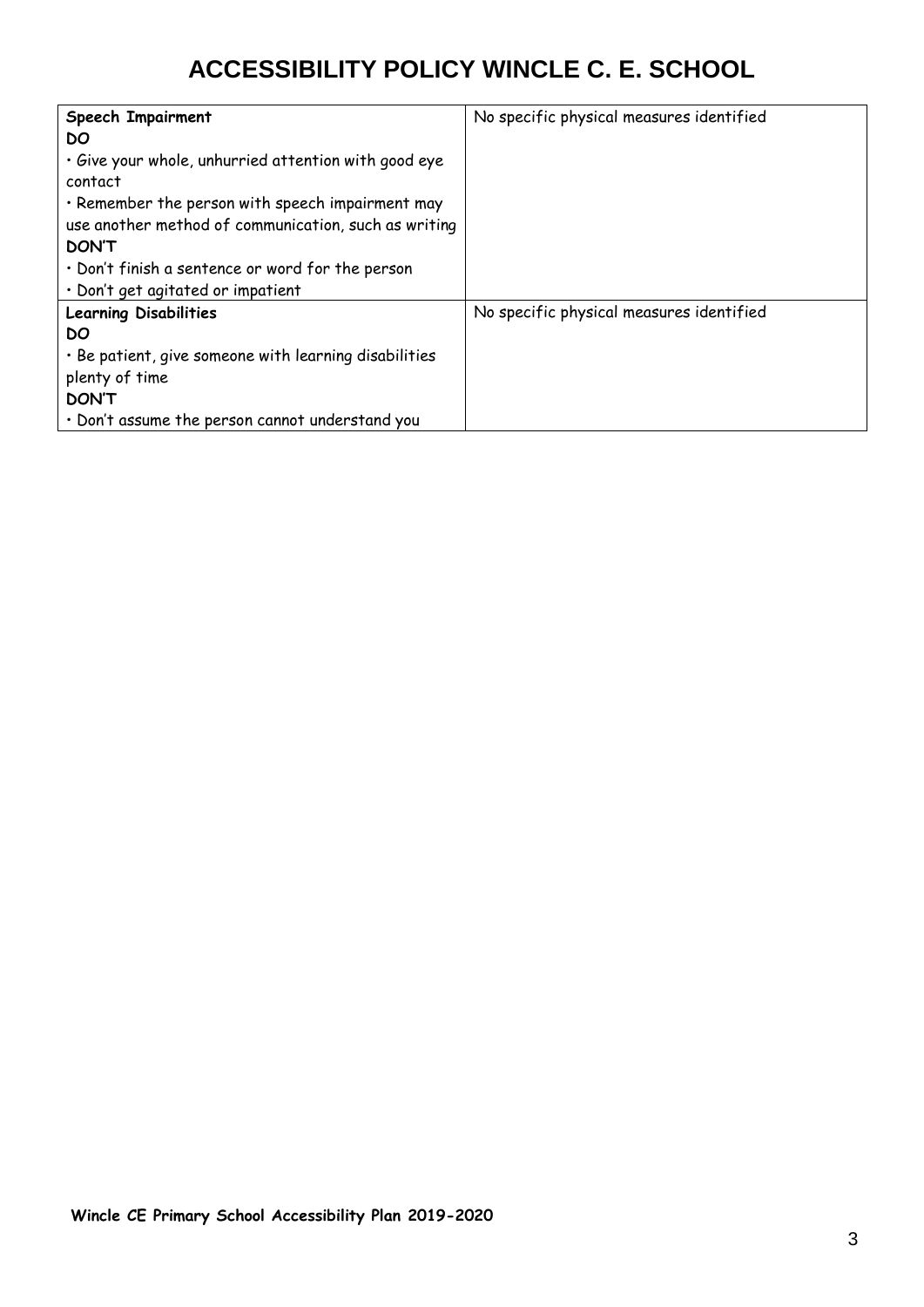# ACCESSIBILITY POLICY WINCLE C. E. SCHOOL

| | |
|---|---|
| **Speech Impairment**<br>**DO**<br>• Give your whole, unhurried attention with good eye contact<br>• Remember the person with speech impairment may use another method of communication, such as writing<br>**DON'T**<br>• Don't finish a sentence or word for the person<br>• Don't get agitated or impatient | No specific physical measures identified |
| **Learning Disabilities**<br>**DO**<br>• Be patient, give someone with learning disabilities plenty of time<br>**DON'T**<br>• Don't assume the person cannot understand you | No specific physical measures identified |

**Wincle CE Primary School Accessibility Plan 2019-2020**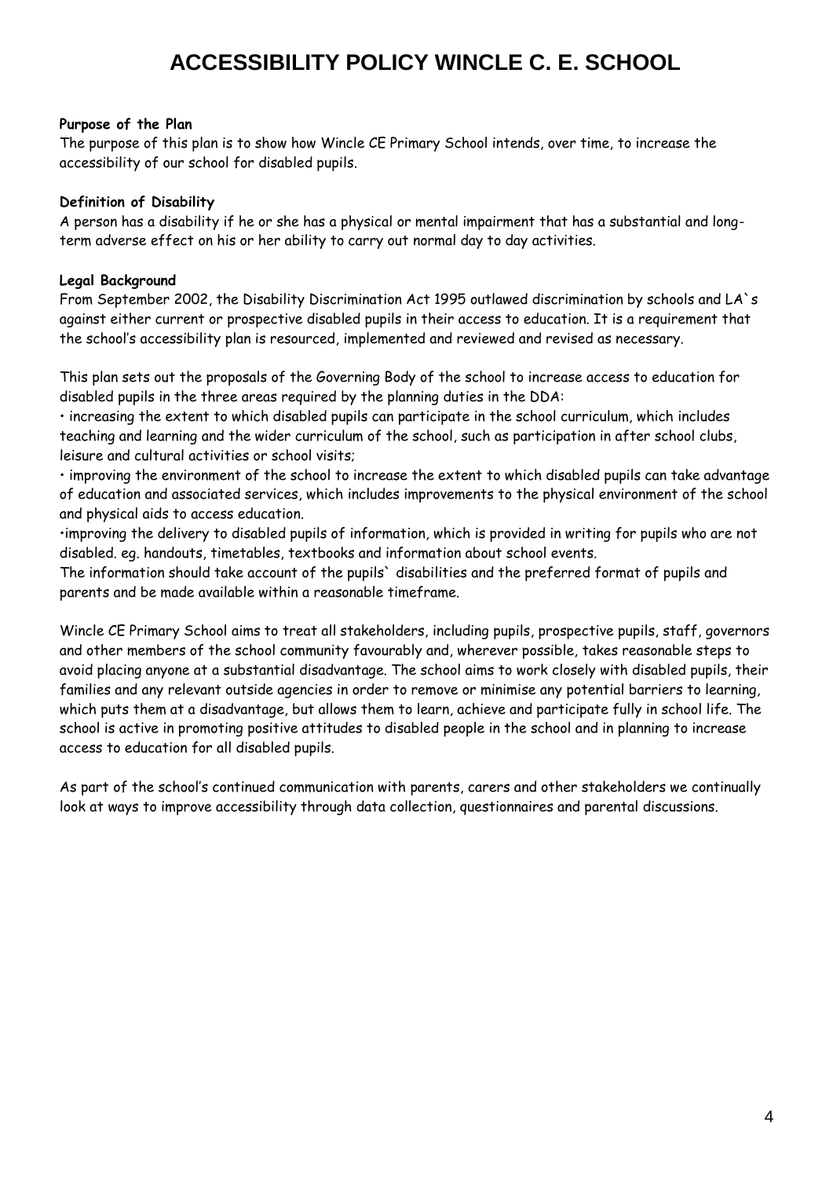# ACCESSIBILITY POLICY WINCLE C. E. SCHOOL

**Purpose of the Plan**

The purpose of this plan is to show how Wincle CE Primary School intends, over time, to increase the accessibility of our school for disabled pupils.

**Definition of Disability**

A person has a disability if he or she has a physical or mental impairment that has a substantial and long-term adverse effect on his or her ability to carry out normal day to day activities.

**Legal Background**

From September 2002, the Disability Discrimination Act 1995 outlawed discrimination by schools and LA`s against either current or prospective disabled pupils in their access to education. It is a requirement that the school's accessibility plan is resourced, implemented and reviewed and revised as necessary.

This plan sets out the proposals of the Governing Body of the school to increase access to education for disabled pupils in the three areas required by the planning duties in the DDA:

- increasing the extent to which disabled pupils can participate in the school curriculum, which includes teaching and learning and the wider curriculum of the school, such as participation in after school clubs, leisure and cultural activities or school visits;
- improving the environment of the school to increase the extent to which disabled pupils can take advantage of education and associated services, which includes improvements to the physical environment of the school and physical aids to access education.
- improving the delivery to disabled pupils of information, which is provided in writing for pupils who are not disabled. eg. handouts, timetables, textbooks and information about school events.

The information should take account of the pupils` disabilities and the preferred format of pupils and parents and be made available within a reasonable timeframe.

Wincle CE Primary School aims to treat all stakeholders, including pupils, prospective pupils, staff, governors and other members of the school community favourably and, wherever possible, takes reasonable steps to avoid placing anyone at a substantial disadvantage. The school aims to work closely with disabled pupils, their families and any relevant outside agencies in order to remove or minimise any potential barriers to learning, which puts them at a disadvantage, but allows them to learn, achieve and participate fully in school life. The school is active in promoting positive attitudes to disabled people in the school and in planning to increase access to education for all disabled pupils.

As part of the school's continued communication with parents, carers and other stakeholders we continually look at ways to improve accessibility through data collection, questionnaires and parental discussions.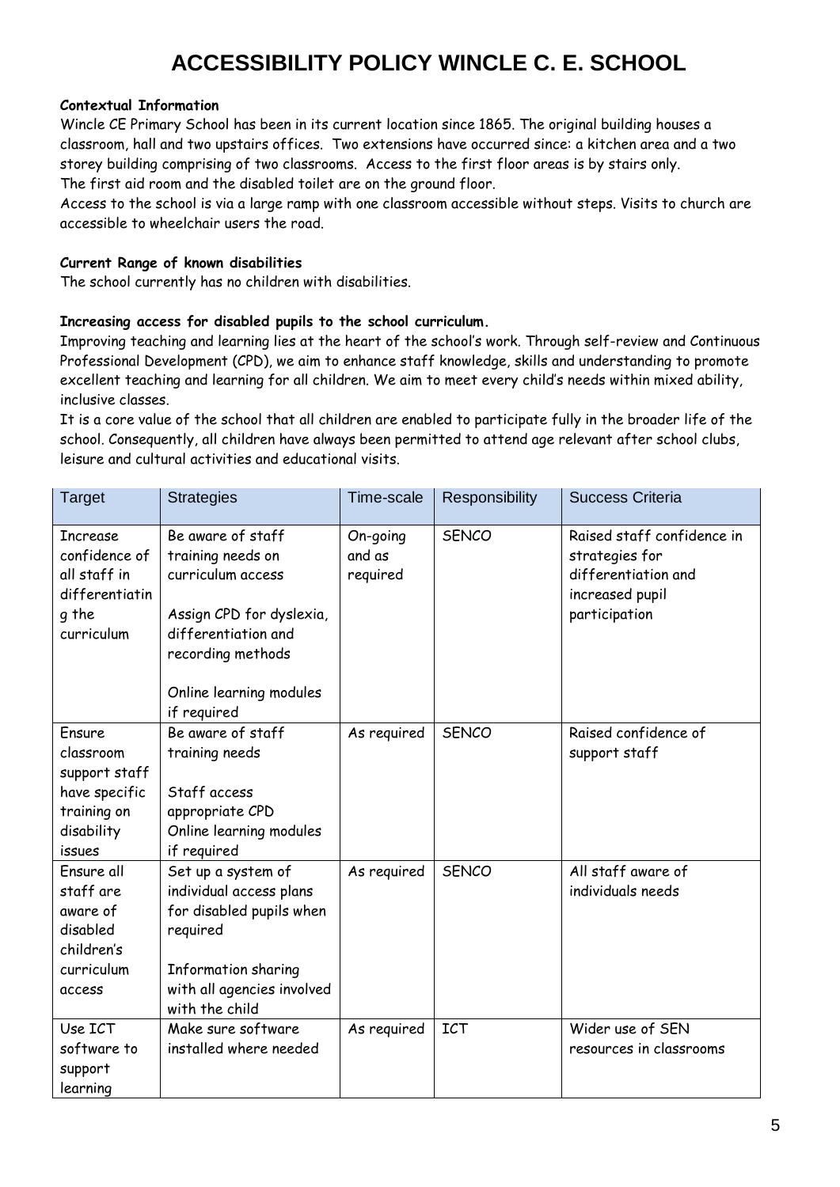# ACCESSIBILITY POLICY WINCLE C. E. SCHOOL

**Contextual Information**

Wincle CE Primary School has been in its current location since 1865. The original building houses a classroom, hall and two upstairs offices. Two extensions have occurred since: a kitchen area and a two storey building comprising of two classrooms. Access to the first floor areas is by stairs only.
The first aid room and the disabled toilet are on the ground floor.
Access to the school is via a large ramp with one classroom accessible without steps. Visits to church are accessible to wheelchair users the road.

**Current Range of known disabilities**

The school currently has no children with disabilities.

**Increasing access for disabled pupils to the school curriculum.**

Improving teaching and learning lies at the heart of the school's work. Through self-review and Continuous Professional Development (CPD), we aim to enhance staff knowledge, skills and understanding to promote excellent teaching and learning for all children. We aim to meet every child's needs within mixed ability, inclusive classes.
It is a core value of the school that all children are enabled to participate fully in the broader life of the school. Consequently, all children have always been permitted to attend age relevant after school clubs, leisure and cultural activities and educational visits.

| Target | Strategies | Time-scale | Responsibility | Success Criteria |
|---|---|---|---|---|
| Increase confidence of all staff in differentiating the curriculum | Be aware of staff training needs on curriculum access<br><br>Assign CPD for dyslexia, differentiation and recording methods<br><br>Online learning modules if required | On-going and as required | SENCO | Raised staff confidence in strategies for differentiation and increased pupil participation |
| Ensure classroom support staff have specific training on disability issues | Be aware of staff training needs<br><br>Staff access appropriate CPD<br>Online learning modules if required | As required | SENCO | Raised confidence of support staff |
| Ensure all staff are aware of disabled children's curriculum access | Set up a system of individual access plans for disabled pupils when required<br><br>Information sharing with all agencies involved with the child | As required | SENCO | All staff aware of individuals needs |
| Use ICT software to support learning | Make sure software installed where needed | As required | ICT | Wider use of SEN resources in classrooms |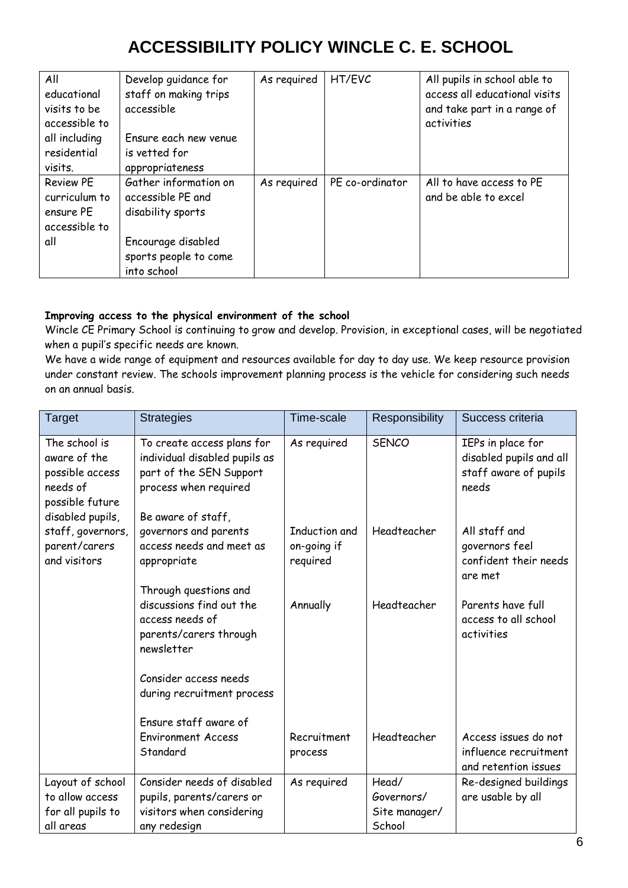# ACCESSIBILITY POLICY WINCLE C. E. SCHOOL

| | | | | |
|---|---|---|---|---|
| All educational visits to be accessible to all including residential visits. | Develop guidance for staff on making trips accessible<br><br>Ensure each new venue is vetted for appropriateness | As required | HT/EVC | All pupils in school able to access all educational visits and take part in a range of activities |
| Review PE curriculum to ensure PE accessible to all | Gather information on accessible PE and disability sports<br><br>Encourage disabled sports people to come into school | As required | PE co-ordinator | All to have access to PE and be able to excel |

**Improving access to the physical environment of the school**

Wincle CE Primary School is continuing to grow and develop. Provision, in exceptional cases, will be negotiated when a pupil's specific needs are known.

We have a wide range of equipment and resources available for day to day use. We keep resource provision under constant review. The schools improvement planning process is the vehicle for considering such needs on an annual basis.

| Target | Strategies | Time-scale | Responsibility | Success criteria |
|---|---|---|---|---|
| The school is aware of the possible access needs of possible future disabled pupils, staff, governors, parent/carers and visitors | To create access plans for individual disabled pupils as part of the SEN Support process when required | As required | SENCO | IEPs in place for disabled pupils and all staff aware of pupils needs |
| | Be aware of staff, governors and parents access needs and meet as appropriate | Induction and on-going if required | Headteacher | All staff and governors feel confident their needs are met |
| | Through questions and discussions find out the access needs of parents/carers through newsletter | Annually | Headteacher | Parents have full access to all school activities |
| | Consider access needs during recruitment process<br><br>Ensure staff aware of Environment Access Standard | Recruitment process | Headteacher | Access issues do not influence recruitment and retention issues |
| Layout of school to allow access for all pupils to all areas | Consider needs of disabled pupils, parents/carers or visitors when considering any redesign | As required | Head/ Governors/ Site manager/ School | Re-designed buildings are usable by all |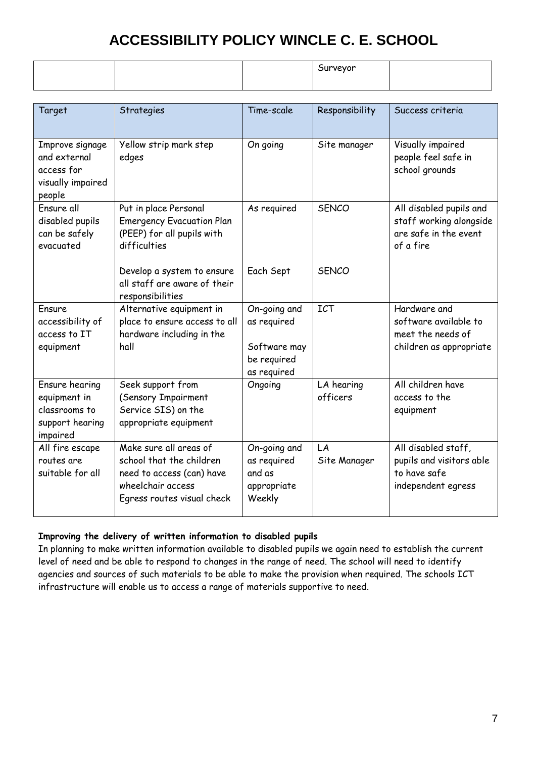# ACCESSIBILITY POLICY WINCLE C. E. SCHOOL

| | | | Surveyor | |
|---|---|---|---|---|

| Target | Strategies | Time-scale | Responsibility | Success criteria |
|---|---|---|---|---|
| Improve signage and external access for visually impaired people | Yellow strip mark step edges | On going | Site manager | Visually impaired people feel safe in school grounds |
| Ensure all disabled pupils can be safely evacuated | Put in place Personal Emergency Evacuation Plan (PEEP) for all pupils with difficulties | As required | SENCO | All disabled pupils and staff working alongside are safe in the event of a fire |
| | Develop a system to ensure all staff are aware of their responsibilities | Each Sept | SENCO | |
| Ensure accessibility of access to IT equipment | Alternative equipment in place to ensure access to all hardware including in the hall | On-going and as required<br><br>Software may be required as required | ICT | Hardware and software available to meet the needs of children as appropriate |
| Ensure hearing equipment in classrooms to support hearing impaired | Seek support from (Sensory Impairment Service SIS) on the appropriate equipment | Ongoing | LA hearing officers | All children have access to the equipment |
| All fire escape routes are suitable for all | Make sure all areas of school that the children need to access (can) have wheelchair access<br>Egress routes visual check | On-going and as required and as appropriate<br>Weekly | LA<br>Site Manager | All disabled staff, pupils and visitors able to have safe independent egress |

**Improving the delivery of written information to disabled pupils**

In planning to make written information available to disabled pupils we again need to establish the current level of need and be able to respond to changes in the range of need. The school will need to identify agencies and sources of such materials to be able to make the provision when required. The schools ICT infrastructure will enable us to access a range of materials supportive to need.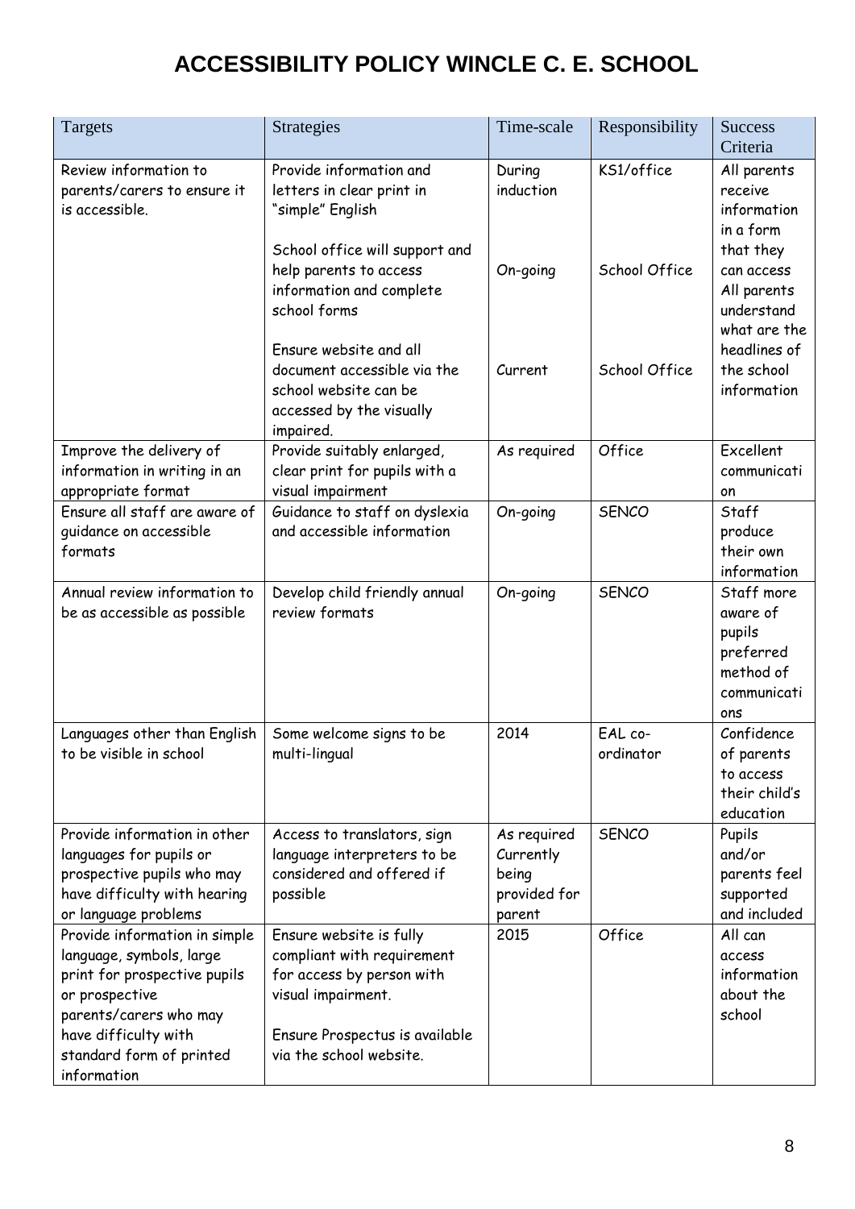# ACCESSIBILITY POLICY WINCLE C. E. SCHOOL

| Targets | Strategies | Time-scale | Responsibility | Success Criteria |
|---|---|---|---|---|
| Review information to parents/carers to ensure it is accessible. | Provide information and letters in clear print in "simple" English<br><br>School office will support and help parents to access information and complete school forms<br><br>Ensure website and all document accessible via the school website can be accessed by the visually impaired. | During induction<br><br>On-going<br><br>Current | KS1/office<br><br>School Office<br><br>School Office | All parents receive information in a form that they can access All parents understand what are the headlines of the school information |
| Improve the delivery of information in writing in an appropriate format | Provide suitably enlarged, clear print for pupils with a visual impairment | As required | Office | Excellent communication |
| Ensure all staff are aware of guidance on accessible formats | Guidance to staff on dyslexia and accessible information | On-going | SENCO | Staff produce their own information |
| Annual review information to be as accessible as possible | Develop child friendly annual review formats | On-going | SENCO | Staff more aware of pupils preferred method of communications |
| Languages other than English to be visible in school | Some welcome signs to be multi-lingual | 2014 | EAL co-ordinator | Confidence of parents to access their child's education |
| Provide information in other languages for pupils or prospective pupils who may have difficulty with hearing or language problems | Access to translators, sign language interpreters to be considered and offered if possible | As required Currently being provided for parent | SENCO | Pupils and/or parents feel supported and included |
| Provide information in simple language, symbols, large print for prospective pupils or prospective parents/carers who may have difficulty with standard form of printed information | Ensure website is fully compliant with requirement for access by person with visual impairment.<br><br>Ensure Prospectus is available via the school website. | 2015 | Office | All can access information about the school |